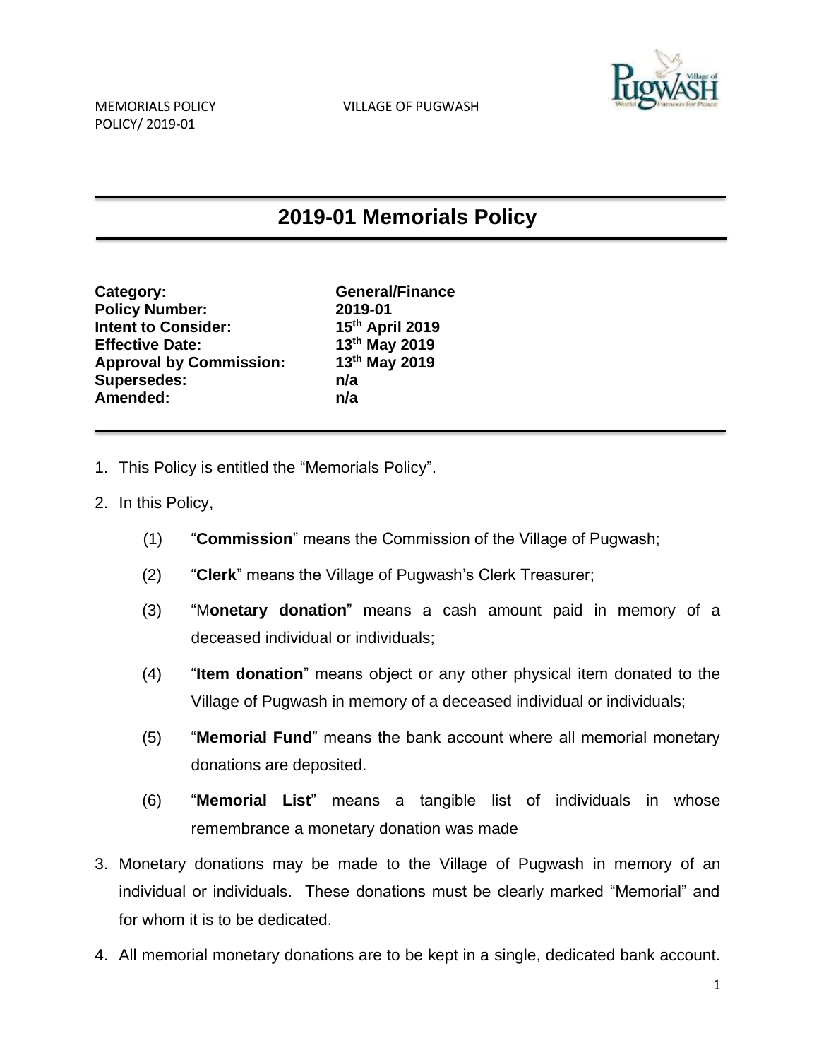# 2019-01 Memorials Policy

| | |
|---|---|
| **Category:** | **General/Finance** |
| **Policy Number:** | **2019-01** |
| **Intent to Consider:** | **15th April 2019** |
| **Effective Date:** | **13th May 2019** |
| **Approval by Commission:** | **13th May 2019** |
| **Supersedes:** | **n/a** |
| **Amended:** | **n/a** |

1. This Policy is entitled the "Memorials Policy".
2. In this Policy,
   (1) "**Commission**" means the Commission of the Village of Pugwash;
   (2) "**Clerk**" means the Village of Pugwash's Clerk Treasurer;
   (3) "M**onetary donation**" means a cash amount paid in memory of a deceased individual or individuals;
   (4) "**Item donation**" means object or any other physical item donated to the Village of Pugwash in memory of a deceased individual or individuals;
   (5) "**Memorial Fund**" means the bank account where all memorial monetary donations are deposited.
   (6) "**Memorial List**" means a tangible list of individuals in whose remembrance a monetary donation was made
3. Monetary donations may be made to the Village of Pugwash in memory of an individual or individuals. These donations must be clearly marked "Memorial" and for whom it is to be dedicated.
4. All memorial monetary donations are to be kept in a single, dedicated bank account.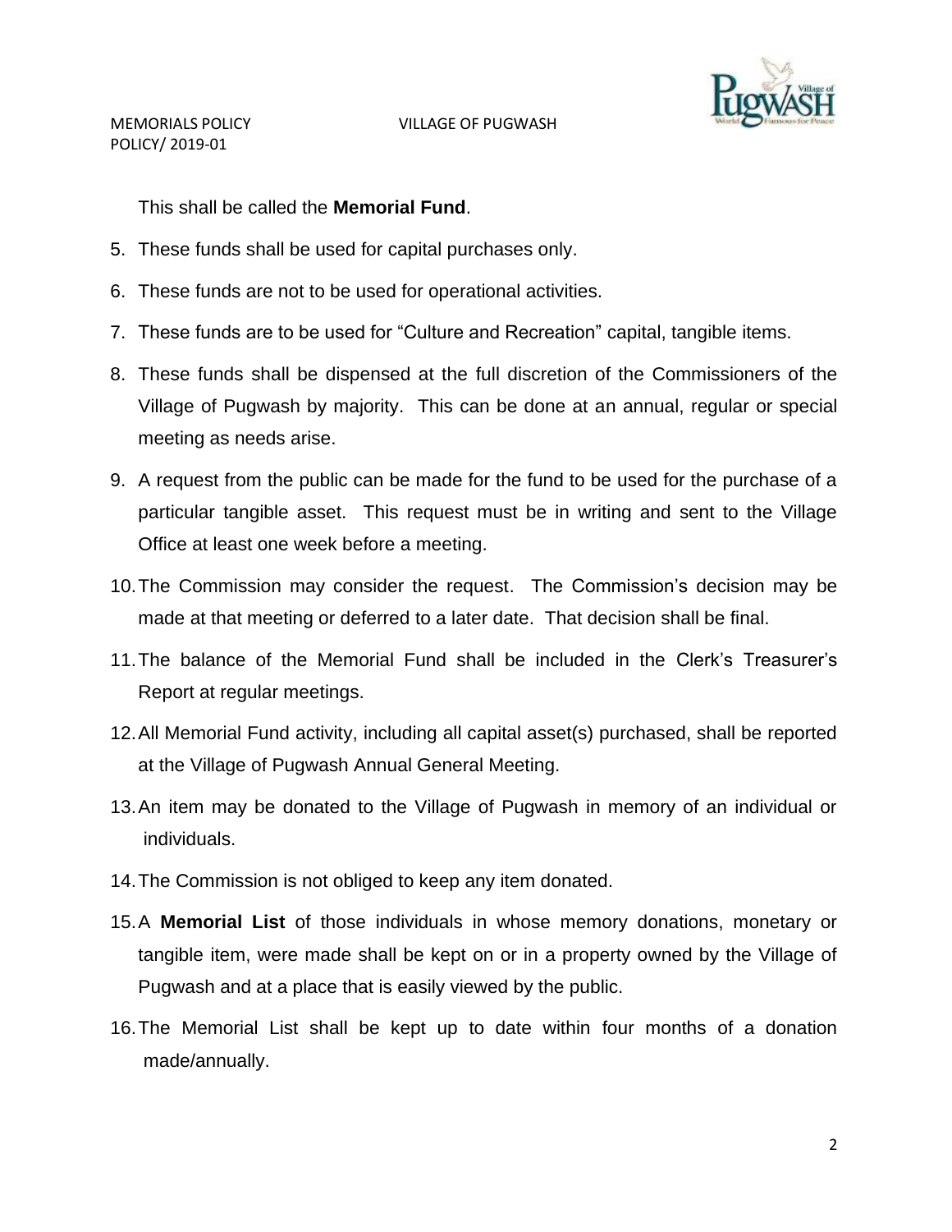This shall be called the **Memorial Fund**.

5. These funds shall be used for capital purchases only.
6. These funds are not to be used for operational activities.
7. These funds are to be used for "Culture and Recreation" capital, tangible items.
8. These funds shall be dispensed at the full discretion of the Commissioners of the Village of Pugwash by majority. This can be done at an annual, regular or special meeting as needs arise.
9. A request from the public can be made for the fund to be used for the purchase of a particular tangible asset. This request must be in writing and sent to the Village Office at least one week before a meeting.
10. The Commission may consider the request. The Commission's decision may be made at that meeting or deferred to a later date. That decision shall be final.
11. The balance of the Memorial Fund shall be included in the Clerk's Treasurer's Report at regular meetings.
12. All Memorial Fund activity, including all capital asset(s) purchased, shall be reported at the Village of Pugwash Annual General Meeting.
13. An item may be donated to the Village of Pugwash in memory of an individual or individuals.
14. The Commission is not obliged to keep any item donated.
15. A **Memorial List** of those individuals in whose memory donations, monetary or tangible item, were made shall be kept on or in a property owned by the Village of Pugwash and at a place that is easily viewed by the public.
16. The Memorial List shall be kept up to date within four months of a donation made/annually.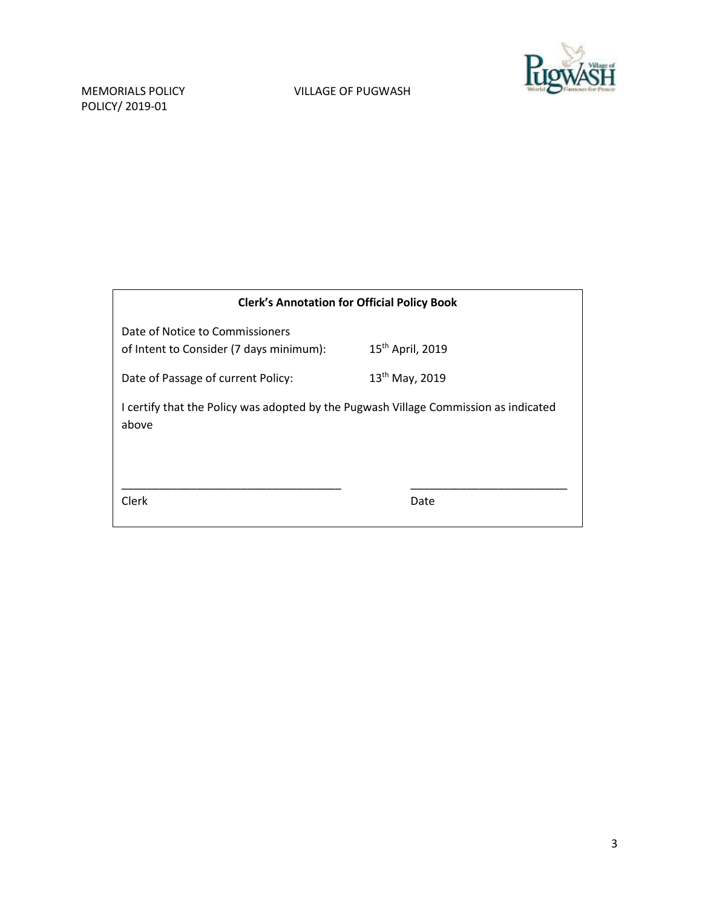**Clerk's Annotation for Official Policy Book**

Date of Notice to Commissioners
of Intent to Consider (7 days minimum): 15th April, 2019

Date of Passage of current Policy: 13th May, 2019

I certify that the Policy was adopted by the Pugwash Village Commission as indicated above

___________________________________ _________________________

Clerk Date